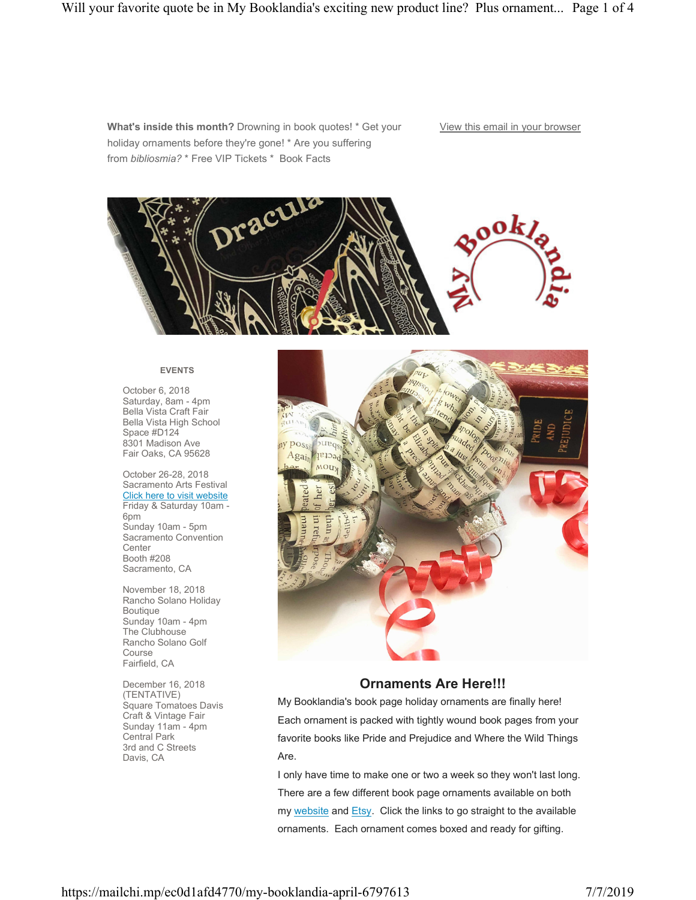**What's inside this month?** Drowning in book quotes! * Get your holiday ornaments before they're gone! * Are you suffering from *bibliosmia?* * Free VIP Tickets * Book Facts

View this email in your browser

### EVENTS

October 6, 2018
Saturday, 8am - 4pm
Bella Vista Craft Fair
Bella Vista High School
Space #D124
8301 Madison Ave
Fair Oaks, CA 95628

October 26-28, 2018
Sacramento Arts Festival
Click here to visit website
Friday & Saturday 10am - 6pm
Sunday 10am - 5pm
Sacramento Convention Center
Booth #208
Sacramento, CA

November 18, 2018
Rancho Solano Holiday Boutique
Sunday 10am - 4pm
The Clubhouse
Rancho Solano Golf Course
Fairfield, CA

December 16, 2018
(TENTATIVE)
Square Tomatoes Davis Craft & Vintage Fair
Sunday 11am - 4pm
Central Park
3rd and C Streets
Davis, CA

## Ornaments Are Here!!!

My Booklandia's book page holiday ornaments are finally here! Each ornament is packed with tightly wound book pages from your favorite books like Pride and Prejudice and Where the Wild Things Are.

I only have time to make one or two a week so they won't last long. There are a few different book page ornaments available on both my website and Etsy. Click the links to go straight to the available ornaments. Each ornament comes boxed and ready for gifting.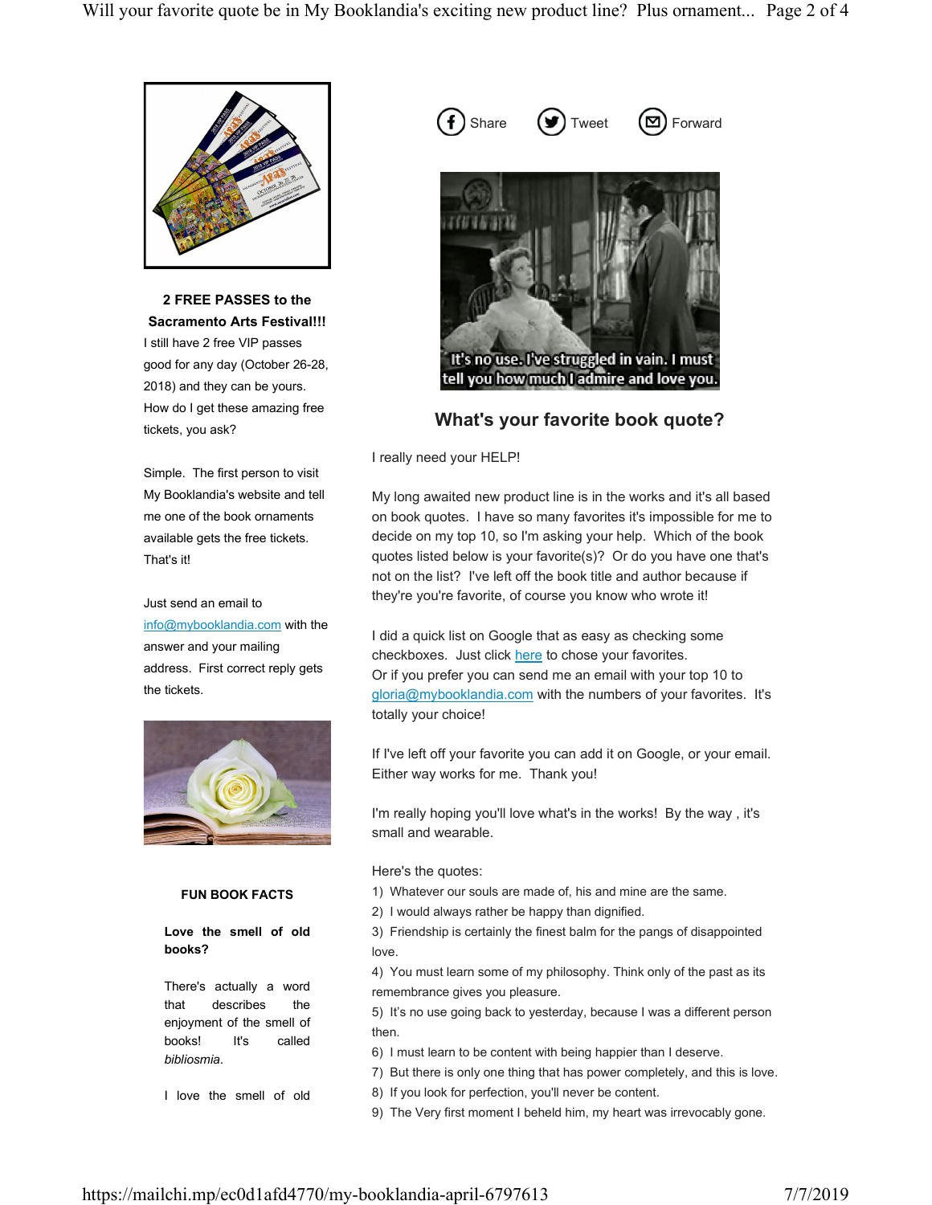**2 FREE PASSES to the Sacramento Arts Festival!!!**

I still have 2 free VIP passes good for any day (October 26-28, 2018) and they can be yours. How do I get these amazing free tickets, you ask?

Simple. The first person to visit My Booklandia's website and tell me one of the book ornaments available gets the free tickets. That's it!

Just send an email to info@mybooklandia.com with the answer and your mailing address. First correct reply gets the tickets.

**FUN BOOK FACTS**

**Love the smell of old books?**

There's actually a word that describes the enjoyment of the smell of books! It's called *bibliosmia*.

I love the smell of old

Share Tweet Forward

It's no use. I've struggled in vain. I must tell you how much I admire and love you.

## What's your favorite book quote?

I really need your HELP!

My long awaited new product line is in the works and it's all based on book quotes. I have so many favorites it's impossible for me to decide on my top 10, so I'm asking your help. Which of the book quotes listed below is your favorite(s)? Or do you have one that's not on the list? I've left off the book title and author because if they're you're favorite, of course you know who wrote it!

I did a quick list on Google that as easy as checking some checkboxes. Just click here to chose your favorites.
Or if you prefer you can send me an email with your top 10 to gloria@mybooklandia.com with the numbers of your favorites. It's totally your choice!

If I've left off your favorite you can add it on Google, or your email. Either way works for me. Thank you!

I'm really hoping you'll love what's in the works! By the way , it's small and wearable.

Here's the quotes:

1) Whatever our souls are made of, his and mine are the same.
2) I would always rather be happy than dignified.
3) Friendship is certainly the finest balm for the pangs of disappointed love.
4) You must learn some of my philosophy. Think only of the past as its remembrance gives you pleasure.
5) It's no use going back to yesterday, because I was a different person then.
6) I must learn to be content with being happier than I deserve.
7) But there is only one thing that has power completely, and this is love.
8) If you look for perfection, you'll never be content.
9) The Very first moment I beheld him, my heart was irrevocably gone.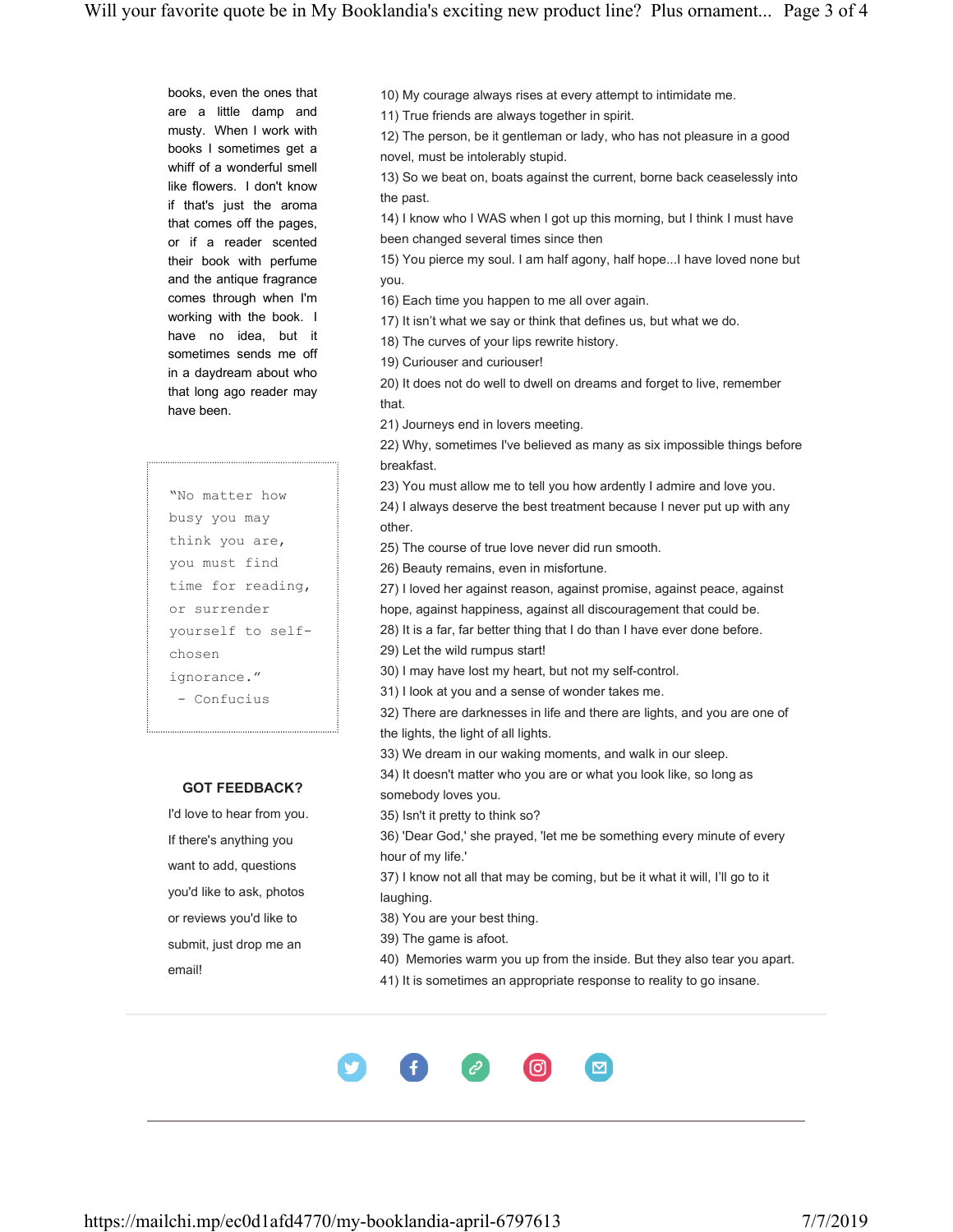books, even the ones that are a little damp and musty. When I work with books I sometimes get a whiff of a wonderful smell like flowers. I don't know if that's just the aroma that comes off the pages, or if a reader scented their book with perfume and the antique fragrance comes through when I'm working with the book. I have no idea, but it sometimes sends me off in a daydream about who that long ago reader may have been.

> "No matter how busy you may think you are, you must find time for reading, or surrender yourself to self-chosen ignorance."
> \- Confucius

**GOT FEEDBACK?**

I'd love to hear from you. If there's anything you want to add, questions you'd like to ask, photos or reviews you'd like to submit, just drop me an email!

10) My courage always rises at every attempt to intimidate me.
11) True friends are always together in spirit.
12) The person, be it gentleman or lady, who has not pleasure in a good novel, must be intolerably stupid.
13) So we beat on, boats against the current, borne back ceaselessly into the past.
14) I know who I WAS when I got up this morning, but I think I must have been changed several times since then
15) You pierce my soul. I am half agony, half hope...I have loved none but you.
16) Each time you happen to me all over again.
17) It isn't what we say or think that defines us, but what we do.
18) The curves of your lips rewrite history.
19) Curiouser and curiouser!
20) It does not do well to dwell on dreams and forget to live, remember that.
21) Journeys end in lovers meeting.
22) Why, sometimes I've believed as many as six impossible things before breakfast.
23) You must allow me to tell you how ardently I admire and love you.
24) I always deserve the best treatment because I never put up with any other.
25) The course of true love never did run smooth.
26) Beauty remains, even in misfortune.
27) I loved her against reason, against promise, against peace, against hope, against happiness, against all discouragement that could be.
28) It is a far, far better thing that I do than I have ever done before.
29) Let the wild rumpus start!
30) I may have lost my heart, but not my self-control.
31) I look at you and a sense of wonder takes me.
32) There are darknesses in life and there are lights, and you are one of the lights, the light of all lights.
33) We dream in our waking moments, and walk in our sleep.
34) It doesn't matter who you are or what you look like, so long as somebody loves you.
35) Isn't it pretty to think so?
36) 'Dear God,' she prayed, 'let me be something every minute of every hour of my life.'
37) I know not all that may be coming, but be it what it will, I'll go to it laughing.
38) You are your best thing.
39) The game is afoot.
40) Memories warm you up from the inside. But they also tear you apart.
41) It is sometimes an appropriate response to reality to go insane.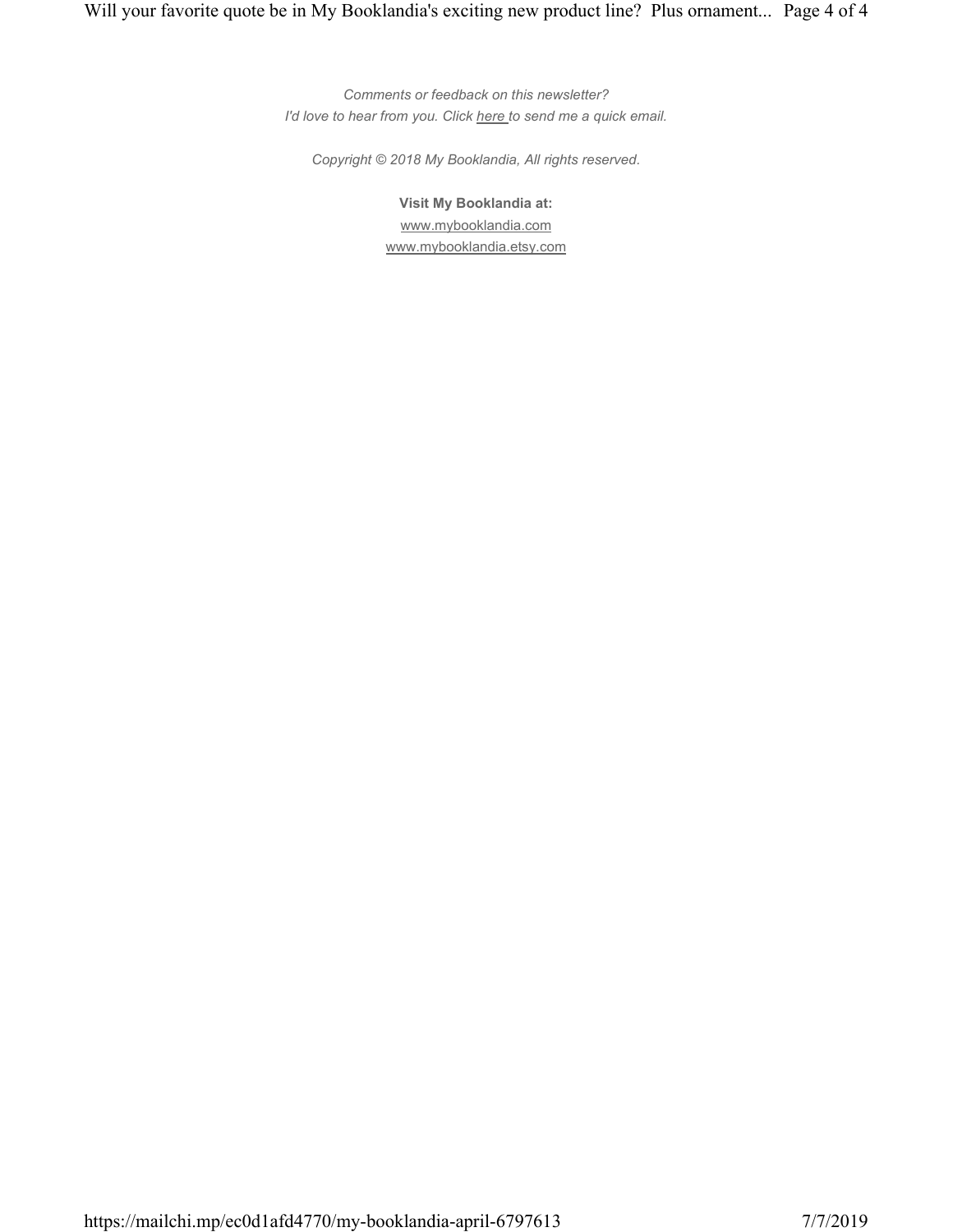*Comments or feedback on this newsletter?*
*I'd love to hear from you. Click here to send me a quick email.*

*Copyright © 2018 My Booklandia, All rights reserved.*

**Visit My Booklandia at:**
www.mybooklandia.com
www.mybooklandia.etsy.com